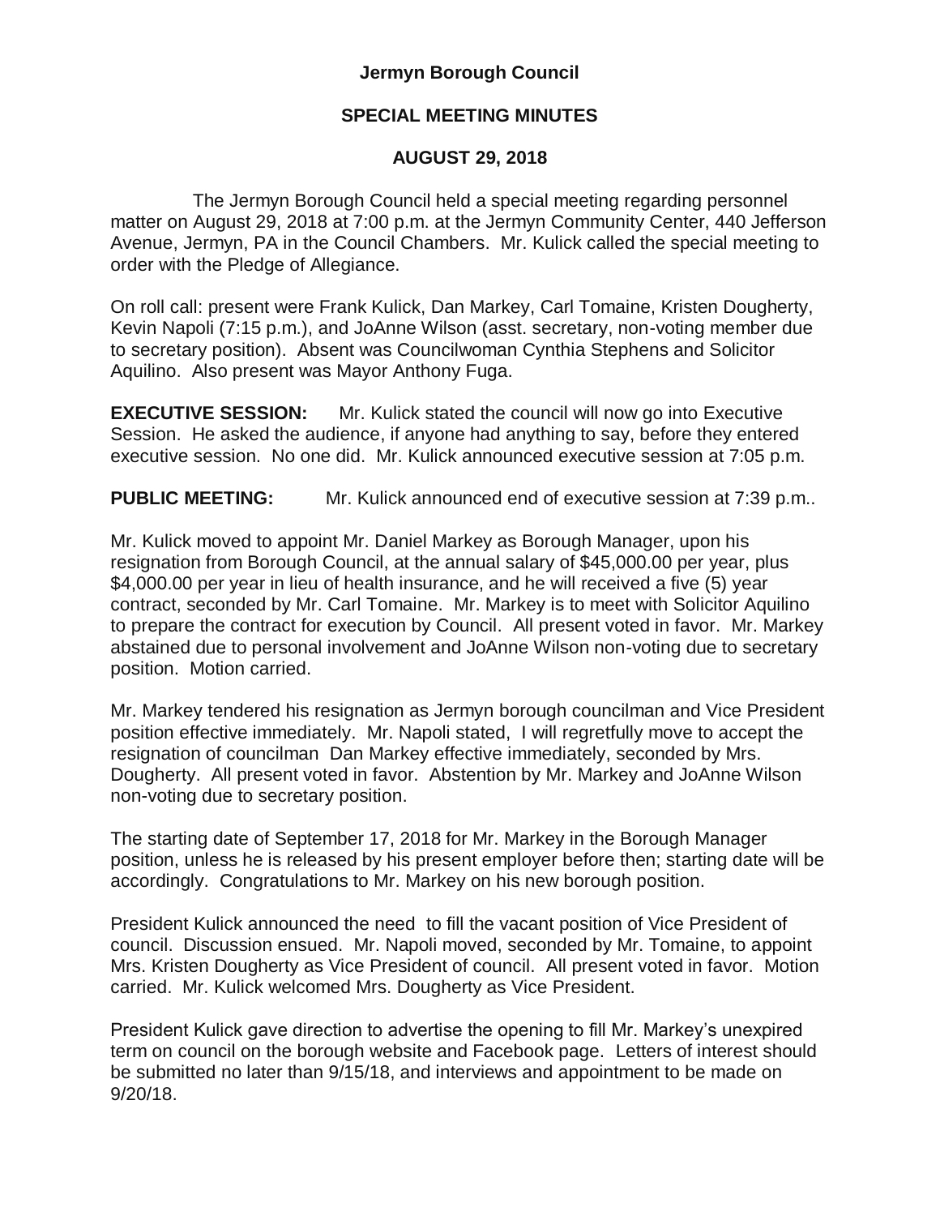# Jermyn Borough Council

## SPECIAL MEETING MINUTES

## AUGUST 29, 2018

The Jermyn Borough Council held a special meeting regarding personnel matter on August 29, 2018 at 7:00 p.m. at the Jermyn Community Center, 440 Jefferson Avenue, Jermyn, PA in the Council Chambers. Mr. Kulick called the special meeting to order with the Pledge of Allegiance.

On roll call: present were Frank Kulick, Dan Markey, Carl Tomaine, Kristen Dougherty, Kevin Napoli (7:15 p.m.), and JoAnne Wilson (asst. secretary, non-voting member due to secretary position). Absent was Councilwoman Cynthia Stephens and Solicitor Aquilino. Also present was Mayor Anthony Fuga.

**EXECUTIVE SESSION:** Mr. Kulick stated the council will now go into Executive Session. He asked the audience, if anyone had anything to say, before they entered executive session. No one did. Mr. Kulick announced executive session at 7:05 p.m.

**PUBLIC MEETING:** Mr. Kulick announced end of executive session at 7:39 p.m..

Mr. Kulick moved to appoint Mr. Daniel Markey as Borough Manager, upon his resignation from Borough Council, at the annual salary of $45,000.00 per year, plus $4,000.00 per year in lieu of health insurance, and he will received a five (5) year contract, seconded by Mr. Carl Tomaine. Mr. Markey is to meet with Solicitor Aquilino to prepare the contract for execution by Council. All present voted in favor. Mr. Markey abstained due to personal involvement and JoAnne Wilson non-voting due to secretary position. Motion carried.

Mr. Markey tendered his resignation as Jermyn borough councilman and Vice President position effective immediately. Mr. Napoli stated, I will regretfully move to accept the resignation of councilman Dan Markey effective immediately, seconded by Mrs. Dougherty. All present voted in favor. Abstention by Mr. Markey and JoAnne Wilson non-voting due to secretary position.

The starting date of September 17, 2018 for Mr. Markey in the Borough Manager position, unless he is released by his present employer before then; starting date will be accordingly. Congratulations to Mr. Markey on his new borough position.

President Kulick announced the need to fill the vacant position of Vice President of council. Discussion ensued. Mr. Napoli moved, seconded by Mr. Tomaine, to appoint Mrs. Kristen Dougherty as Vice President of council. All present voted in favor. Motion carried. Mr. Kulick welcomed Mrs. Dougherty as Vice President.

President Kulick gave direction to advertise the opening to fill Mr. Markey's unexpired term on council on the borough website and Facebook page. Letters of interest should be submitted no later than 9/15/18, and interviews and appointment to be made on 9/20/18.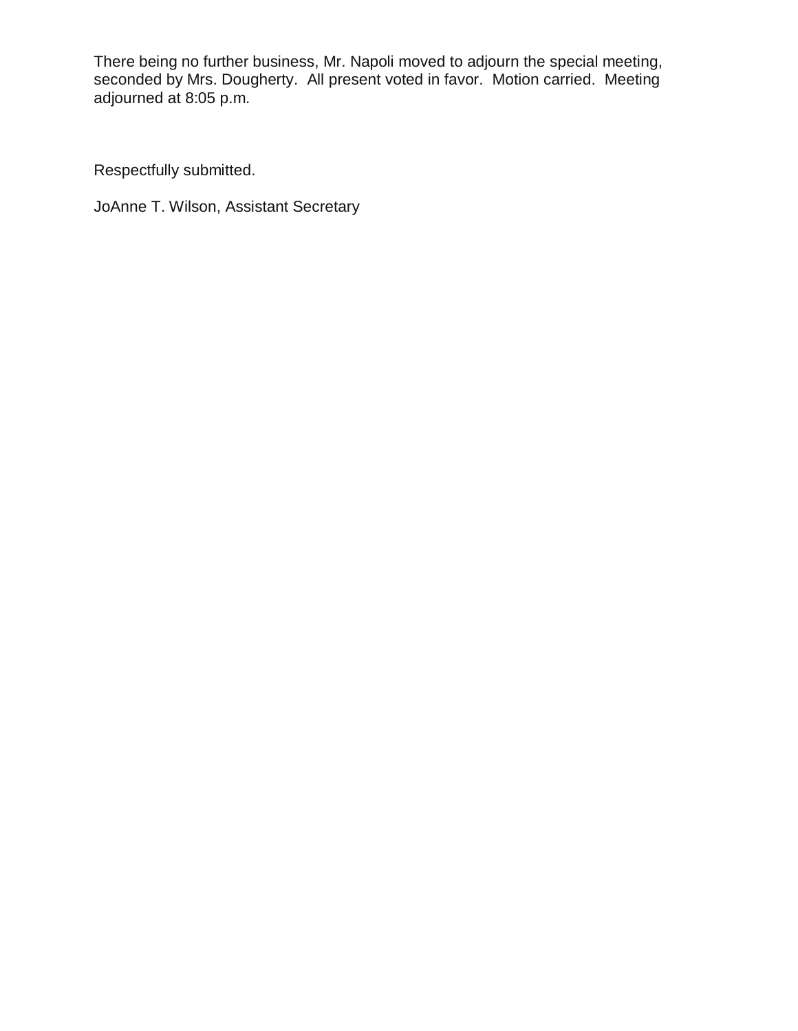There being no further business, Mr. Napoli moved to adjourn the special meeting, seconded by Mrs. Dougherty. All present voted in favor. Motion carried. Meeting adjourned at 8:05 p.m.

Respectfully submitted.

JoAnne T. Wilson, Assistant Secretary